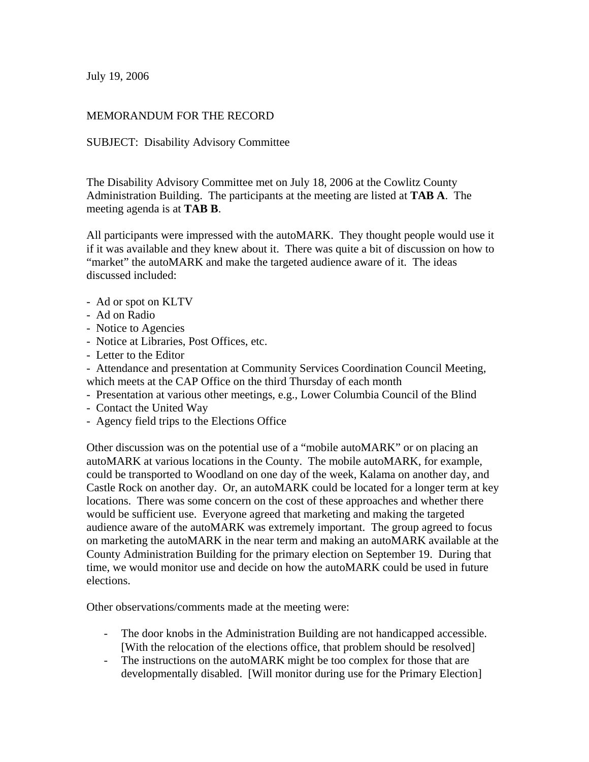July 19, 2006

MEMORANDUM FOR THE RECORD

SUBJECT: Disability Advisory Committee

The Disability Advisory Committee met on July 18, 2006 at the Cowlitz County Administration Building. The participants at the meeting are listed at **TAB A**. The meeting agenda is at **TAB B**.

All participants were impressed with the autoMARK. They thought people would use it if it was available and they knew about it. There was quite a bit of discussion on how to "market" the autoMARK and make the targeted audience aware of it. The ideas discussed included:

- Ad or spot on KLTV
- Ad on Radio
- Notice to Agencies
- Notice at Libraries, Post Offices, etc.
- Letter to the Editor
- Attendance and presentation at Community Services Coordination Council Meeting, which meets at the CAP Office on the third Thursday of each month
- Presentation at various other meetings, e.g., Lower Columbia Council of the Blind
- Contact the United Way
- Agency field trips to the Elections Office

Other discussion was on the potential use of a "mobile autoMARK" or on placing an autoMARK at various locations in the County. The mobile autoMARK, for example, could be transported to Woodland on one day of the week, Kalama on another day, and Castle Rock on another day. Or, an autoMARK could be located for a longer term at key locations. There was some concern on the cost of these approaches and whether there would be sufficient use. Everyone agreed that marketing and making the targeted audience aware of the autoMARK was extremely important. The group agreed to focus on marketing the autoMARK in the near term and making an autoMARK available at the County Administration Building for the primary election on September 19. During that time, we would monitor use and decide on how the autoMARK could be used in future elections.

Other observations/comments made at the meeting were:

- The door knobs in the Administration Building are not handicapped accessible. [With the relocation of the elections office, that problem should be resolved]
- The instructions on the autoMARK might be too complex for those that are developmentally disabled. [Will monitor during use for the Primary Election]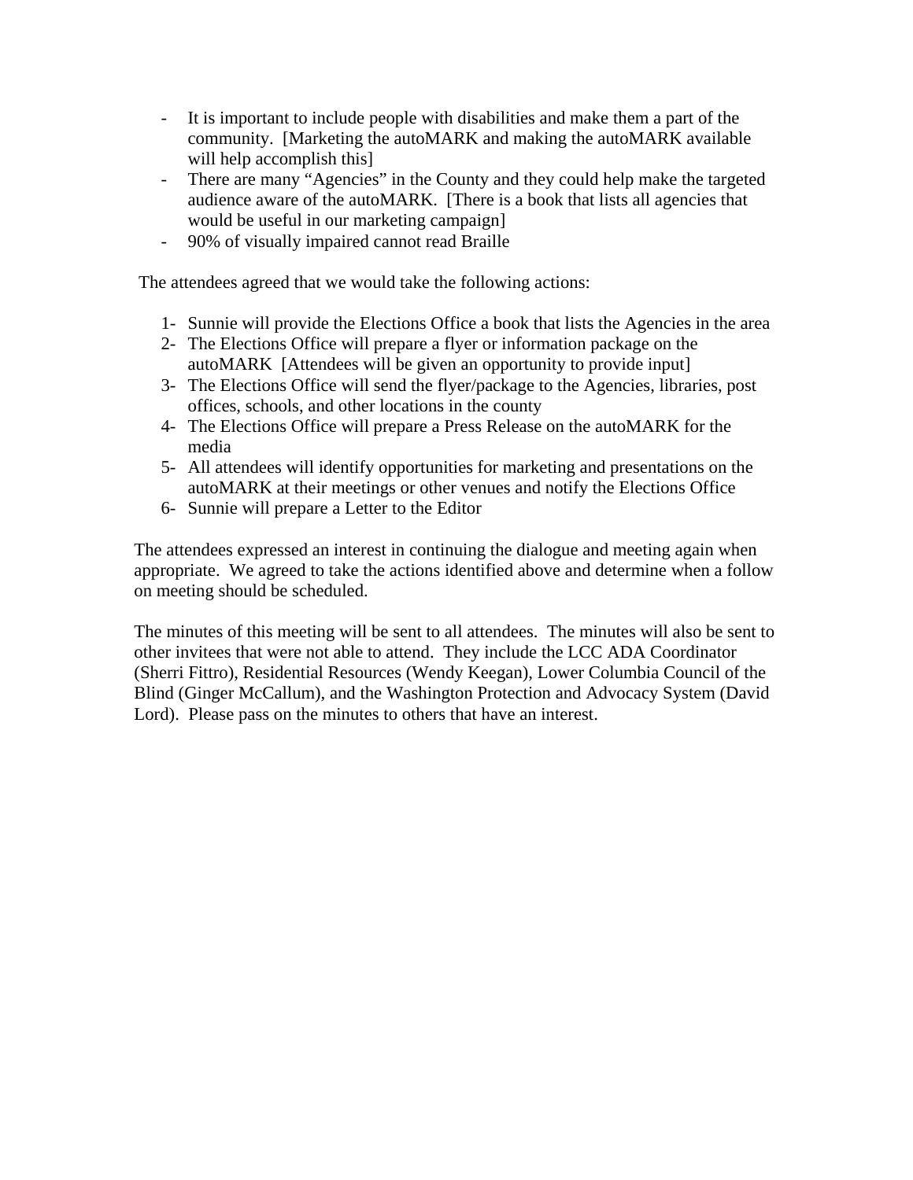- It is important to include people with disabilities and make them a part of the community. [Marketing the autoMARK and making the autoMARK available will help accomplish this]
- There are many "Agencies" in the County and they could help make the targeted audience aware of the autoMARK. [There is a book that lists all agencies that would be useful in our marketing campaign]
- 90% of visually impaired cannot read Braille

The attendees agreed that we would take the following actions:

1. Sunnie will provide the Elections Office a book that lists the Agencies in the area
2. The Elections Office will prepare a flyer or information package on the autoMARK [Attendees will be given an opportunity to provide input]
3. The Elections Office will send the flyer/package to the Agencies, libraries, post offices, schools, and other locations in the county
4. The Elections Office will prepare a Press Release on the autoMARK for the media
5. All attendees will identify opportunities for marketing and presentations on the autoMARK at their meetings or other venues and notify the Elections Office
6. Sunnie will prepare a Letter to the Editor

The attendees expressed an interest in continuing the dialogue and meeting again when appropriate. We agreed to take the actions identified above and determine when a follow on meeting should be scheduled.

The minutes of this meeting will be sent to all attendees. The minutes will also be sent to other invitees that were not able to attend. They include the LCC ADA Coordinator (Sherri Fittro), Residential Resources (Wendy Keegan), Lower Columbia Council of the Blind (Ginger McCallum), and the Washington Protection and Advocacy System (David Lord). Please pass on the minutes to others that have an interest.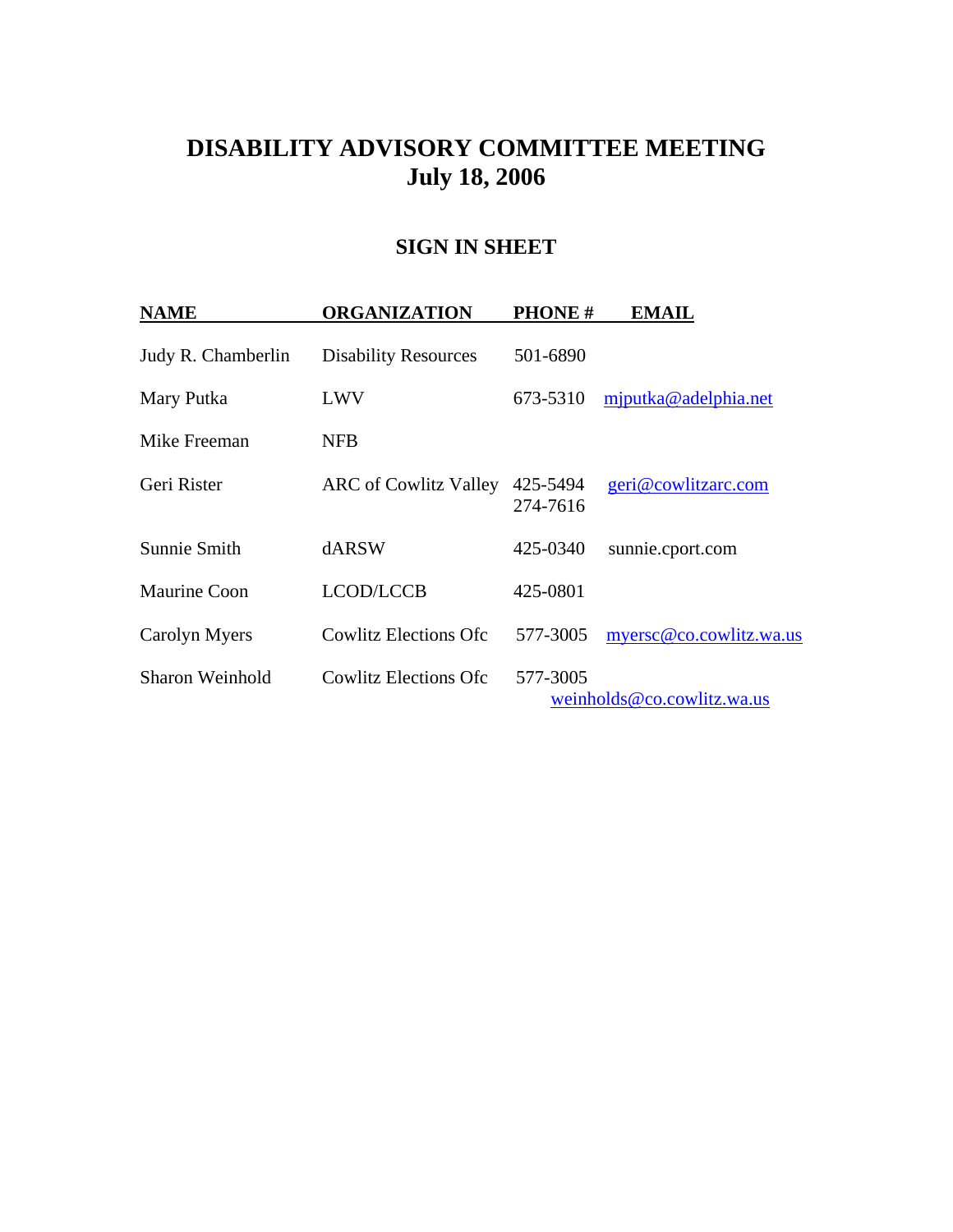# DISABILITY ADVISORY COMMITTEE MEETING
# July 18, 2006

## SIGN IN SHEET

| NAME | ORGANIZATION | PHONE # | EMAIL |
|---|---|---|---|
| Judy R. Chamberlin | Disability Resources | 501-6890 | |
| Mary Putka | LWV | 673-5310 | mjputka@adelphia.net |
| Mike Freeman | NFB | | |
| Geri Rister | ARC of Cowlitz Valley | 425-5494 274-7616 | geri@cowlitzarc.com |
| Sunnie Smith | dARSW | 425-0340 | sunnie.cport.com |
| Maurine Coon | LCOD/LCCB | 425-0801 | |
| Carolyn Myers | Cowlitz Elections Ofc | 577-3005 | myersc@co.cowlitz.wa.us |
| Sharon Weinhold | Cowlitz Elections Ofc | 577-3005 | weinholds@co.cowlitz.wa.us |